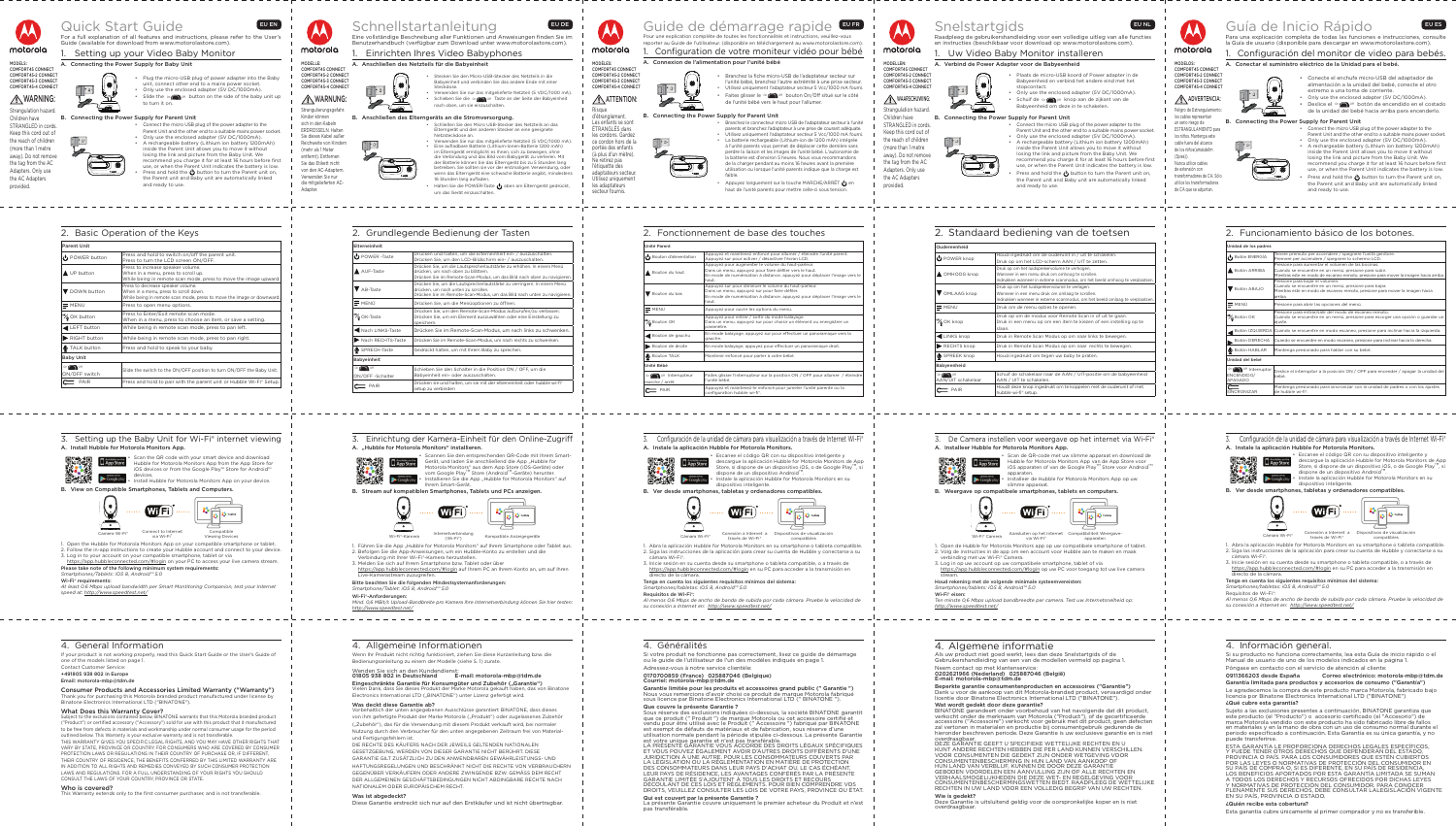# Quick Start Guide

EU EN

For a full explanation of all features and instructions, please refer to the User's Guide (available for download from www.motorolastore.com).

**MODELS:**
COMFORT45 CONNECT
COMFORT45-2 CONNECT
COMFORT45-3 CONNECT
COMFORT45-4 CONNECT

## 1. Setting up your Video Baby Monitor

### A. Connecting the Power Supply for Baby Unit

- Plug the micro-USB plug of power adapter into the Baby unit, connect other end to a mains power socket.
- Only use the enclosed adapter (5V DC/1000mA).
- Slide the button on the side of the baby unit up to turn it on.

**WARNING:**
Strangulation hazard: Children have STRANGLED in cords. Keep this cord out of the reach of children (more than 1 metre away). Do not remove the tag from the AC Adapters. Only use the AC Adapters provided.

### B. Connecting the Power Supply for Parent Unit

- Connect the micro USB plug of the power adapter to the Parent Unit and the other end to a suitable mains power socket.
- Only use the enclosed adapter (5V DC/1000mA).
- A rechargeable battery (Lithium Ion battery 1200mAh) inside the Parent Unit allows you to move it without losing the link and picture from the Baby Unit. We recommend you charge it for at least 16 hours before first use, or when the Parent Unit indicates the battery is low.
- Press and hold the button to turn the Parent unit on, the Parent unit and Baby unit are automatically linked and ready to use.

## 2. Basic Operation of the Keys

| Parent Unit | |
|---|---|
| POWER button | Press and hold to switch on/off the parent unit. Press to turn the LCD screen ON/OFF. |
| UP button | Press to increase speaker volume. When in a menu, press to scroll up. While being in remote scan mode, press to move the image upward. |
| DOWN button | Press to decrease speaker volume. When in a menu, press to scroll down. While being in remote scan mode, press to move the image of downward. |
| MENU | Press to open menu options. |
| OK button | Press to enter/exit remote scan mode. When in a menu, press to select an item, or save a setting. |
| LEFT button | While being in remote scan mode, press to pan left. |
| RIGHT button | While being in remote scan mode, press to pan right. |
| TALK button | Press and hold to speak to your baby. |
| **Baby Unit** | |
| ON/OFF switch | Slide the switch to the ON/OFF position to turn ON/OFF the Baby Unit. |
| PAIR | Press and hold to pair with the parent unit or Hubble Wi-Fi® Setup. |

## 3. Setting up the Baby Unit for Wi-Fi® internet viewing

### A. Install Hubble for Motorola Monitors App.

- Scan the QR code with your smart device and download Hubble for Motorola Monitors App from the App Store for iOS devices or from the Google Play™ Store for Android™ devices.
- Install Hubble for Motorola Monitors App on your device.

### B. View on Compatible Smartphones, Tablets and Computers.

Camera Wi-Fi® — Connect to Internet via Wi-Fi® — Compatible Viewing Devices

1. Open the Hubble for Motorola Monitors App on your compatible smartphone or tablet.
2. Follow the in-app instructions to create your Hubble account and connect to your device.
3. Log in to your account on your compatible smartphone, tablet or via https://app.hubbleconnected.com/#login on your PC to access your live camera stream.

**Please take note of the following minimum system requirements:**
Smartphones/Tablets: iOS 8, Android™ 5.0

**Wi-Fi® requirements:**
At least 0.6 Mbps upload bandwidth per Smart Monitoring Companion, test your Internet speed at: http://www.speedtest.net/

## 4. General Information

If your product is not working properly, read this Quick Start Guide or the User's Guide of one of the models listed on page 1.

Contact Customer Service:
+491805 938 802 in Europe
Email: motorola-mbp@tdm.de

**Consumer Products and Accessories Limited Warranty ("Warranty")**

Thank you for purchasing this Motorola branded product manufactured under license by Binatone Electronics International LTD ("BINATONE").

**What Does this Warranty Cover?**

Subject to the exclusions contained below, BINATONE warrants that this Motorola branded product ("Product") or certified accessory ("Accessory") sold for use with this product that it manufactured to be free from defects in materials and workmanship under normal consumer usage for the period outlined below. This Warranty is your exclusive warranty and is not transferable.

THIS WARRANTY GIVES YOU SPECIFIC LEGAL RIGHTS, AND YOU MAY HAVE OTHER RIGHTS THAT VARY BY STATE, PROVINCE OR COUNTRY. FOR CONSUMERS WHO ARE COVERED BY CONSUMER PROTECTION LAWS OR REGULATIONS IN THEIR COUNTRY OF PURCHASE OR, IF DIFFERENT, THEIR COUNTRY OF RESIDENCE, THE BENEFITS CONFERRED BY THIS LIMITED WARRANTY ARE IN ADDITION TO ALL RIGHTS AND REMEDIES CONVEYED BY SUCH CONSUMER PROTECTION LAWS AND REGULATIONS. FOR A FULL UNDERSTANDING OF YOUR RIGHTS YOU SHOULD CONSULT THE LAWS OF YOUR COUNTRY, PROVINCE OR STATE.

**Who is covered?**

This Warranty extends only to the first consumer purchaser, and is not transferable.

---

# Schnellstartanleitung

EU DE

Eine vollständige Beschreibung aller Funktionen und Anweisungen finden Sie im Benutzerhandbuch (verfügbar zum Download unter www.motorolastore.com).

**MODELLE:**
COMFORT45 CONNECT
COMFORT45-2 CONNECT
COMFORT45-3 CONNECT
COMFORT45-4 CONNECT

## 1. Einrichten Ihres Video Babyphones

### A. Anschließen des Netzteils für die Babyeinheit

- Stecken Sie den Micro-USB-Stecker des Netzteils in die Babyeinheit und verbinden Sie das andere Ende mit einer Steckdose.
- Verwenden Sie nur das mitgelieferte Netzteil (5 VDC/1000 mA).
- Schieben Sie die Taste an der Seite der Babyeinheit nach oben, um sie einzuschalten.

**WARNUNG:**
Strangulierungsgefahr: Kinder können sich in den Kabeln ERDROSSELN. Halten Sie dieses Kabel außer Reichweite von Kindern (mehr als 1 Meter entfernt). Entfernen Sie das Etikett nicht von den AC-Adaptern. Verwenden Sie nur die mitgelieferten AC-Adapter.

### B. Anschließen des Elterngeräts an die Stromversorgung.

- Schließen Sie den Micro-USB-Stecker des Netzteils an das Elterngerät und den anderen Stecker an eine geeignete Netzsteckdose an.
- Verwenden Sie nur das mitgelieferte Netzteil (5 VDC/1000 mA).
- Eine aufladbare Batterie (Lithium-Ionen-Batterie 1200 mAh) im Elterngerät ermöglicht es Ihnen, sich zu bewegen, ohne die Verbindung und das Bild vom Babygerät zu verlieren. Mit der Batterie können Sie das Elterngerät bis zu 5 Stunden lang betreiben. Sie sollten sie vor der erstmaligen Verwendung, oder wenn das Elterngerät eine schwache Batterie angibt, mindestens 16 Stunden lang aufladen.
- Halten Sie die POWER-Taste oben am Elterngerät gedrückt, um das Gerät einzuschalten.

## 2. Grundlegende Bedienung der Tasten

| Elterneinheit | |
|---|---|
| POWER-Taste | Drücken und halten, um die Elterneinheit ein- / auszuschalten. Drücken Sie, um den LCD-Bildschirm ein- / auszuschalten. |
| AUF-Taste | Drücken Sie, um die Lautsprecherlautstärke zu erhöhen. In einem Menü drücken, um nach oben zu blättern. Drücken Sie im Remote-Scan-Modus, um das Bild nach oben zu navigieren. |
| Ab-Taste | Drücken Sie, um die Lautsprecherlautstärke zu verringern. In einem Menü drücken, um nach unten zu blättern. Drücken Sie im Remote-Scan-Modus, um das Bild nach unten zu navigieren. |
| MENÜ | Drücken Sie, um die Menüoptionen zu öffnen. |
| OK-Taste | Drücken Sie, um den Remote-Scan-Modus aufzurufen/zu verlassen. Drücken Sie, um ein Element auszuwählen oder eine Einstellung zu speichern. |
| Nach LINKS-Taste | Drücken Sie im Remote-Scan-Modus, um nach links zu schwenken. |
| Nach RECHTS-Taste | Drücken Sie im Remote-Scan-Modus, um nach rechts zu schwenken. |
| SPRECH-Taste | Gedrückt halten, um mit Ihrem Baby zu sprechen. |
| **Babyeinheit** | |
| ON/OFF-Schalter | Schieben Sie den Schalter in die Position ON / OFF, um die Babyeinheit ein- oder auszuschalten. |
| PAIR | Drücken Sie und halten, um sie mit der Elterneinheit oder Hubble-Wi-Fi® Setup zu verbinden. |

## 3. Einrichtung der Kamera-Einheit für den Online-Zugriff

### A. „Hubble for Motorola Monitors" installieren

- Scannen Sie den entsprechenden QR-Code mit Ihrem Smart-Gerät, und laden Sie anschließend die App „Hubble for Motorola Monitors" aus dem App Store (iOS-Geräte) oder vom Google Play™ Store (Android™-Geräte) herunter.
- Installieren Sie die App „Hubble for Motorola Monitors" auf Ihrem Smart-Gerät.

### B. Stream auf kompatiblen Smartphones, Tablets und PCs anzeigen.

Wi-Fi®-Kamera — Internetverbindung (Wi-Fi®) — Kompatible Anzeigegeräte

1. Führen Sie die App „Hubble for Motorola Monitors" auf Ihrem Smartphone oder Tablet aus.
2. Befolgen Sie die App-Anweisungen, um ein Hubble-Konto zu erstellen und die Verbindung mit Ihrer Wi-Fi®-Kamera herzustellen.
3. Melden Sie sich auf Ihrem Smartphone bzw. Tablet oder über https://app.hubbleconnected.com/#login auf Ihrem PC an Ihrem Konto an, um auf Ihren Live-Kamerastream zuzugreifen.

**Bitte beachten Sie die folgenden Mindestsystemanforderungen:**
Smartphone/Tablet: iOS 8, Android™ 5.0

**Wi-Fi®-Anforderungen:**
Mind. 0,6 MBit/s Upload-Bandbreite pro Kamera Ihre Internetverbindung können Sie hier testen: http://www.speedtest.net/

## 4. Allgemeine Informationen

Wenn Ihr Produkt nicht richtig funktioniert, ziehen Sie diese Kurzanleitung bzw. die Bedienungsanleitung zu einem der Modelle (siehe S. 1) zurate.

Wenden Sie sich an den Kundendienst:
**01805 938 802 in Deutschland**
**E-mail: motorola-mbp@tdm.de**

**Eingeschränkte Garantie für Konsumgüter und Zubehör („Garantie")**

Vielen Dank, dass Sie dieses Produkt der Marke Motorola gekauft haben, das von Binatone Electronics International LTD („BINATONE") unter Lizenz gefertigt wird.

**Was deckt diese Garantie ab?**

Vorbehaltlich der unten angegebenen Ausschlüsse garantiert BINATONE, dass dieses von ihm gefertigte Produkt der Marke Motorola („Produkt") oder zugelassenes Zubehör („Zubehör"), das für die Verwendung mit diesem Produkt verkauft wird, bei normaler Nutzung durch den Verbraucher für den unten angegebenen Zeitraum frei von Material- und Fertigungsfehlern ist.

DIE RECHTE DES KÄUFERS NACH DER JEWEILS GELTENDEN NATIONALEN GESETZGEBUNG, WERDEN VON DIESER GARANTIE NICHT BERÜHRT. DIESE GARANTIE GILT ZUSÄTZLICH ZU DEN ANWENDBAREN GEWÄHRLEISTUNGS- UND HAFTUNGSREGELUNGEN UND BESCHRÄNKT NICHT DIE RECHTE VON VERBRAUCHERN GEGENÜBER VERKÄUFERN ODER ANDERE ZWINGENDE GESETZLICHE RECHTE NACH DER ALLGEMEINEN GESCHÄFTSBEDINGUNGEN NICHT ABDINGBARE RECHTE NACH NATIONALEM ODER EUROPÄISCHEM RECHT.

**Was ist abgedeckt?**

Diese Garantie erstreckt sich nur auf den Ersterkäufer und ist nicht übertragbar.

---

# Guide de démarrage rapide

EU FR

Pour une explication complète de toutes les fonctionnalités et instructions, veuillez-vous reporter au Guide de l'utilisateur (disponible en téléchargement au www.motorolastore.com).

**MODÈLES:**
COMFORT45 CONNECT
COMFORT45-2 CONNECT
COMFORT45-3 CONNECT
COMFORT45-4 CONNECT

## 1. Configuration de votre moniteur vidéo pour bébé

### A. Connexion de l'alimentation pour l'unité bébé

- Branchez la fiche micro-USB de l'adaptateur secteur sur l'unité bébé, branchez l'autre extrémité à une prise secteur.
- Utilisez uniquement l'adaptateur secteur 5 Vcc/1000 mA fourni.
- Faites glisser le bouton ON/OFF situé sur le côté de l'unité bébé vers le haut pour l'allumer.

**ATTENTION:**
Risque d'étranglement. Les enfants se sont ÉTRANGLÉS dans les cordons. Gardez ce cordon hors de la portée des enfants (à plus d'un mètre). Ne retirez pas l'étiquette des adaptateurs secteur. Utilisez uniquement les adaptateurs secteur fournis.

### B. Connecting the Power Supply for Parent Unit

- Branchez le connecteur micro USB de l'adaptateur secteur à l'unité parents et branchez l'autre extrémité à une prise de courant adaptée.
- Utilisez uniquement l'adaptateur secteur 5 Vcc/1000 mA fourni.
- La batterie rechargeable (Lithium-Ion de 1200 mAh) intégrée à l'unité parents vous permet de déplacer cette dernière sans perdre la liaison ni les images de l'unité bébé. L'autonomie de la batterie est d'environ 5 heures. Nous vous recommandons de la charger pendant au moins 16 heures avant la première utilisation ou lorsque l'unité parents indique que la charge est faible.
- Appuyez longuement sur la touche MARCHE/ARRÊT en haut de l'unité parents pour mettre celle-ci sous tension.

## 2. Fonctionnement de base des touches

| Unité Parent | |
|---|---|
| Bouton d'alimentation | Appuyez et maintenez enfoncé pour allumer / éteindre l'unité parent. Appuyez sur pour activer / désactiver l'écran LCD. |
| Bouton du haut | Appuyez sur pour augmenter le volume du haut-parleur. Dans un menu, appuyez pour faire défiler vers le haut. En mode de numérisation à distance, appuyez pour déplacer l'image vers le haut. |
| Bouton du bas | Appuyez sur pour diminuer le volume du haut-parleur. Dans un menu, appuyez sur pour faire défiler. En mode de numérisation à distance, appuyez pour déplacer l'image vers le bas. |
| MENU | Appuyez pour ouvrir les options du menu. |
| Bouton OK | Appuyez pour entrer / sortir du mode balayage. Dans un menu, appuyez pour sélectionner un élément ou enregistrer un paramètre. |
| Bouton de gauche | En mode balayage, appuyez pour effectuer un panoramique vers la gauche. |
| Bouton de droite | En mode balayage, appuyez pour effectuer un panoramique droit. |
| Bouton TALK | Maintenez enfoncé pour parler à votre bébé. |
| **Unité Bébé** | |
| Interrupteur marche / arrêt | Faites glisser l'interrupteur sur la position ON / OFF pour allumer / éteindre l'unité bébé. |
| PAIR | Appuyez et maintenez enfoncé pour jumeler l'unité parente ou la configuration Hubble Wi-Fi®. |

## 3. Configuración de la unidad de cámara para visualización a través de internet Wi-Fi®

### A. Installez « Hubble for Motorola Monitors » installer

- Escanee el código QR con su dispositivo inteligente y descargue la aplicación Hubble for Motorola Monitors de App Store, si dispone de un dispositivo iOS, o de Google Play™, si dispone de un dispositivo Android™.
- Instale la aplicación Hubble for Motorola Monitors en su dispositivo inteligente.

### B. Ver desde smartphones, tabletas y ordenadores compatibles.

Cámara Wi-Fi® — Conexión a Internet a través de Wi-Fi® — Dispositivos de visualización compatibles

1. Abra la aplicación Hubble for Motorola Monitors en su smartphone o tableta compatible.
2. Siga las instrucciones de la aplicación para crear su cuenta de Hubble y conectarse a su cámara Wi-Fi®.
3. Inicie sesión en su cuenta desde su smartphone o tableta compatible, o a través de https://app.hubbleconnected.com/#login para acceder a la transmisión en directo de la cámara.

**Tenga en cuenta los siguientes requisitos mínimos del sistema:**
Smartphones/tablets: iOS 8, Android™ 5.0

**Requisitos de Wi-Fi®:**
Al menos 0,6 Mbps de ancho de banda de subida por cada cámara. Pruebe la velocidad de su conexión a internet en: http://www.speedtest.net/

## 4. Généralités

Si votre produit ne fonctionne pas correctement, lisez ce guide de démarrage ou le guide de l'utilisateur de l'un des modèles indiqués en page 1.

Adressez-vous à notre service clientèle:
**0170706059 (France) 025887046 (Belgique)**
**Courriel: motorola-mbp@tdm.de**

**Garantie limitée pour les produits et accessoires grand public (" Garantie ")**

Nous vous remercions d'avoir choisi ce produit de marque Motorola fabriqué sous licence par Binatone Electronics International LTD (" BINATONE ").

**Que couvre la présente Garantie ?**

Sous réserve des exclusions indiquées ci-dessous, la société BINATONE garantit que ce produit (" Produit ") de marque Motorola ou cet accessoire certifié et vendu pour être utilisé avec le Produit (" Accessoire ") fabriqué par BINATONE est exempt de défauts de matériaux et de fabrication, sous réserve d'une utilisation normale pendant la période stipulée ci-dessous. La présente Garantie est votre unique garantie et n'est pas transférable.

LA PRÉSENTE GARANTIE VOUS ACCORDE DES DROITS LÉGAUX SPÉCIFIQUES ET VOUS POUVEZ ÉGALEMENT AVOIR D'AUTRES DROITS DIFFÉRENTS D'UNE JURIDICTION À UNE AUTRE. POUR LES CONSOMMATEURS COUVERTS PAR LA LÉGISLATION OU LA RÉGLEMENTATION EN MATIÈRE DE PROTECTION DES CONSOMMATEURS DANS LEUR PAYS D'ACHAT OU, LE CAS ÉCHÉANT, LEUR PAYS DE RÉSIDENCE, LES AVANTAGES CONFÉRÉS PAR LA PRÉSENTE GARANTIE LIMITÉE S'AJOUTENT À TOUS LES DROITS ET RECOURS DÉCOULANT DE CES LOIS ET RÈGLEMENTS. POUR BIEN COMPRENDRE VOS DROITS, VEUILLEZ CONSULTER LES LOIS DE VOTRE PAYS, PROVINCE OU ÉTAT.

**Qui est couvert par la présente Garantie ?**

La présente Garantie couvre uniquement le premier acheteur du Produit et n'est pas transférable.

---

# Snelstartgids

EU NL

Raadpleeg de gebruikershandleiding voor een volledige uitleg van alle functies en instructies (beschikbaar voor download op www.motorolastore.com).

**MODELLEN:**
COMFORT45 CONNECT
COMFORT45-2 CONNECT
COMFORT45-3 CONNECT
COMFORT45-4 CONNECT

## 1. Uw Video Baby Monitor installeren

### A. Verbind de Power Adapter voor de Babyeenheid

- Plaats de micro-USB koord of Power adapter in de Babyeenheid en verbind het andere eind met het stopcontact.
- Only use the enclosed adapter (5V DC/1000mA).
- Schuif de knop aan de zijkant van de Babyeenheid om deze in te schakelen.

**WAARSCHUWING:**
Strangulation hazard: Children have STRANGLED in cords. Keep this cord out of the reach of children (more than 1 metre away). Do not remove the tag from the AC Adapters. Only use the AC Adapters provided.

### B. Connecting the Power Supply for Parent Unit

- Connect the micro USB plug of the power adapter to the Parent Unit and the other end to a suitable mains power socket.
- Only use the enclosed adapter (5V DC/1000mA).
- A rechargeable battery (Lithium Ion battery 1200mAh) inside the Parent Unit allows you to move it without losing the link and picture from the Baby Unit. We recommend you charge it for at least 16 hours before first use, or when the Parent Unit indicates the battery is low.
- Press and hold the button to turn the Parent unit on, the Parent unit and Baby unit are automatically linked and ready to use.

## 2. Standaard bediening van de toetsen

| Ouderverheid | |
|---|---|
| POWER knop | Houd ingedrukt om de ouderunit in / uit te schakelen. Druk op om het LCD-scherm AAN / UIT te zetten. |
| OMHOOG knop | Druk op om het luidsprekervolume te verhogen. Wanneer in een menu, druk om omhoog te scrollen. Indrukken wanneer in remote scanmodus, om het beeld omhoog te verplaatsen. |
| OMLAAG knop | Druk op om het luidsprekervolume te verlagen. Wanneer in een menu, druk om omlaag te scrollen. Indrukken wanneer in externe scanmodus, om het beeld omlaag te verplaatsen. |
| MENU | Druk om de menuopties te openen. |
| OK knop | Druk op om de modus voor Remote Scan in of uit te gaan. Druk in een menu op om een item te selecteren of een instelling op te slaan. |
| LINKS knop | Druk in Remote Scan Modus op om naar links te bewegen. |
| RECHTS knop | Druk in Remote Scan Modus op naar rechts te bewegen. |
| SPREEK knop | Houd ingedrukt om tegen uw baby te praten. |
| **Babyeenheid** | |
| AAN/UIT schakelaar | Schuif de schakelaar naar de AAN / UIT-positie om de babyeenheid AAN / UIT te schakelen. |
| PAIR | Houdt deze knop ingedrukt om te koppelen met de ouderunit of met Hubble wi-fi® setup. |

## 3. De Camera instellen voor weergave op het internet via Wi-Fi®

### A. Installeer Hubble for Motorola Monitors.

- Scan de QR-code met uw slimme apparaat en download de Hubble for Motorola Monitors App van de App Store voor iOS apparaten of van de Google Play™ Store voor Android™ apparaten.
- Installeer de Hubble for Motorola Monitors App op uw slimme apparaat.

### B. Weergave op compatibele smartphones, tablets en computers.

Wi-Fi® Camera — Aansluiten op het Internet via Wi-Fi® — Compatibel Weergave apparaten

1. Open the Hubble for Motorola Monitors app op uw compatibele smartphone of tablet.
2. Volg de instructies in de app om een account voor Hubble aan te maken en maak verbinding met uw Wi-Fi® Camera.
3. Log in op uw account op uw compatibele smartphone, tablet of via https://app.hubbleconnected.com/#login op uw PC voor toegang tot uw live camera stream.

**Houd rekening met de volgende minimale systeemvereisten:**
Smartphones/tablets: iOS 8, Android™ 5.0

**Wi-Fi® eisen:**
Ten minste 0.6 Mbps upload bandbreedte per camera. Test uw Internetsnelheid op: http://www.speedtest.net/

## 4. Algemene informatie

Als uw product niet goed werkt, lees dan deze Snelstartgids of de Gebruikershandleiding van een van de modellen vermeld op pagina 1.

Neem contact op met klantenservice:
**020201046 (Nederland) 025887046 (België)**
**E-mail: motorola-mbp@tdm.de**

**Beperkte garantie consumentenproducten en accessoires ("Garantie")**

Dank u voor de aankoop van dit Motorola-branded product, vervaardigd onder licentie door Binatone Electronics International LTD ("BINATONE").

**Wat wordt gedekt door deze garantie?**

BINATONE garandeert onder voorbehoud van het navolgende dat dit product, verkocht onder de merknaam van Motorola ("Product"), of de gecertificeerde accessoire ("Accessoire") verkocht voor gebruik met dit product, geen defecten zal vertonen in materialen en productie bij consumentgebruik gedurende de hieronder beschreven periode. Deze Garantie is uw exclusieve garantie en is niet overdraagbaar.

DEZE GARANTIE GEEFT U SPECIFIEKE WETTELIJKE RECHTEN EN U KUNT ANDERE RECHTEN HEBBEN DIE PER LAND KUNNEN VERSCHILLEN. VOOR CONSUMENTEN DIE GEDEKT ZIJN ONDER WETGEVING VOOR CONSUMENTENBESCHERMING IN HUN LAND VAN AANKOOP OF HUN LAND VAN VERBLIJF, KUNNEN DE DOOR DEZE GARANTIE GEBODEN VOORDELEN EEN AANVULLING ZIJN OP ALLE RECHTEN EN VERHAALSMOGELIJKHEDEN DIE DEZE WET- EN REGELGEVING VOOR CONSUMENTENBESCHERMING BIEDT. RAADPLEEG DE WETTELIJKE RECHTEN IN UW LAND VOOR EEN VOLLEDIG BEGRIP VAN UW RECHTEN.

**Wie is gedekt?**

Deze Garantie is uitsluitend geldig voor de oorspronkelijke koper en is niet overdraagbaar.

---

# Guía de Inicio Rápido

EU ES

Para una explicación completa de todas las funciones e instrucciones, consulte la Guía del usuario (disponible para descargar en www.motorolastore.com).

**MODELOS:**
COMFORT45 CONNECT
COMFORT45-2 CONNECT
COMFORT45-3 CONNECT
COMFORT45-4 CONNECT

## 1. Configuración del monitor de vídeo para bebés.

### A. Conectar el suministro eléctrico de la Unidad para el bebé.

- Conecte el enchufe micro-USB del adaptador de alimentación a la unidad del bebé, conecte el otro extremo a una toma de corriente.
- Only use the enclosed adapter (5V DC/1000mA).
- Deslice el botón de encendido en el costado de la unidad del bebé hacia arriba para encenderlo.

**ADVERTENCIA:**
Peligro de Estrangulamiento: los cables representan un serio riesgo de ESTRANGULAMIENTO para los niños. Mantenga este cable fuera del alcance de los niños (a más de 1 metro). Nunca utilice cables de extensión con transformadores de CA. Sólo utilice los transformadores de CA que se adjuntan.

### B. Connecting the Power Supply for Parent Unit

- Connect the micro USB plug of the power adapter to the Parent Unit and the other end to a suitable mains power socket.
- Only use the enclosed adapter (5V DC/1000mA).
- A rechargeable battery (Lithium Ion battery 1200mAh) inside the Parent Unit allows you to move it without losing the link and picture from the Baby Unit. We recommend you charge it for at least 16 hours before first use, or when the Parent Unit indicates the battery is low.
- Press and hold the button to turn the Parent unit on, the Parent unit and Baby unit are automatically linked and ready to use.

## 2. Funcionamiento básico de los botones.

| Unidad de los padres | |
|---|---|
| Botón ENCENDIDO | Mantenga presionado para encender / apagar la unidad principal. Presione para encender / apagar la pantalla LCD. |
| Botón ARRIBA | Presione para aumentar el volumen del altavoz. Cuando se encuentre en un menú, presione para subir. Mientras esté en modo de escaneo remoto, presione para mover la imagen hacia arriba. |
| Botón ABAJO | Presione para disminuir el volumen del altavoz. Cuando se encuentre en un menú, presione para bajar. Mientras esté en modo de escaneo remoto, presione para mover la imagen hacia abajo. |
| MENÚ | Presione para abrir las opciones del menú. |
| Botón OK | Presione para entrar/salir del modo de escaneo remoto. Cuando se encuentre en un menú, presione para escoger una opción o guardar un ajuste. |
| Botón IZQUIERDA | Cuando se encuentre en modo escaneo, presione para rotar hacia la izquierda. |
| Botón DERECHA | Cuando se encuentre en modo escaneo, presione para rotar hacia la derecha. |
| Botón HABLAR | Mantenga presionado para hablar con su bebé. |
| **Unidad del bebé** | |
| Interruptor ENCENDIDO/APAGADO | Deslice el interruptor a la posición ON / OFF para encender / apagar la unidad del bebé. |
| SINCRONIZAR | Mantenga presionado para conectar con la unidad de padres o con los ajustes de hubble wi-fi®. |

## 3. Configuración de la unidad de cámara para visualización a través de internet Wi-Fi®

### A. Instale la aplicación Hubble for Motorola Monitors.

- Escanee el código QR con su dispositivo inteligente y descargue la aplicación Hubble for Motorola Monitors de App Store, si dispone de un dispositivo iOS, o de Google Play™, si dispone de un dispositivo Android™.
- Instale la aplicación Hubble for Motorola Monitors en su dispositivo inteligente.

### B. Ver desde smartphones, tabletas y ordenadores compatibles.

Cámara Wi-Fi® — Conexión a Internet a través de Wi-Fi® — Dispositivos de visualización compatibles

1. Abra la aplicación Hubble for Motorola Monitors en su smartphone o tableta compatible.
2. Siga las instrucciones de la aplicación para crear su cuenta de Hubble y conectarse a su cámara Wi-Fi®.
3. Inicie sesión en su cuenta desde su smartphone o tableta compatible, o a través de https://app.hubbleconnected.com/#login para acceder a la transmisión en directo de la cámara.

**Tenga en cuenta los siguientes requisitos mínimos del sistema:**
Smartphones/tablets: iOS 8, Android™ 5.0

**Requisitos de Wi-Fi®:**
Al menos 0,6 Mbps de ancho de banda de subida por cada cámara. Pruebe la velocidad de su conexión a internet en: http://www.speedtest.net/

## 4. Información general.

Si su producto no funciona correctamente, lea esta Guía de inicio rápido o el Manual de usuario de uno de los modelos indicados en la página 1.

Póngase en contacto con el servicio de atención al cliente:
**0911366203 desde España**
**Correo electrónico: motorola-mbp@tdm.de**

**Garantía limitada para productos y accesorios de consumo ("Garantía")**

Le agradecemos la compra de este producto marca Motorola, fabricado bajo licencia por Binatone Electronics International LTD ("BINATONE").

**¿Qué cubre esta garantía?**

Sujeto a las exclusiones presentes a continuación, BINATONE garantiza que este producto ("Producto") o accesorio certificado ("Accesorio") de marca Motorola vendido con este producto ha sido fabricado libre de fallos en materiales y en la mano de obra con un uso del consumo normal durante el periodo especificado a continuación. Esta Garantía es su única garantía, y no puede transferirse.

ESTA GARANTÍA LE PROPORCIONA DERECHOS LEGALES ESPECÍFICOS, Y PUEDE TENER OTROS DERECHOS QUE DEPENDERÁN DEL ESTADO, PROVINCIA O PAÍS. PARA LOS CONSUMIDORES QUE ESTÉN CUBIERTOS POR LAS LEYES O NORMATIVAS DE PROTECCIÓN DEL CONSUMIDOR EN SU PAÍS DE COMPRA O, SI ES DIFERENTE, EN SU PAÍS DE RESIDENCIA, LOS BENEFICIOS OTORGADOS POR ESTA GARANTÍA LIMITADA SE SUMAN A TODOS LOS DERECHOS Y RECURSOS OFRECIDOS POR DICHAS LEYES Y NORMATIVAS DE PROTECCIÓN DEL CONSUMIDOR. PARA CONOCER PLENAMENTE SUS DERECHOS, DEBE CONSULTAR LA LEGISLACIÓN VIGENTE EN SU PAÍS, PROVINCIA O ESTADO.

**¿Quién recibe esta cobertura?**

Esta garantía cubre únicamente al primer comprador y no es transferible.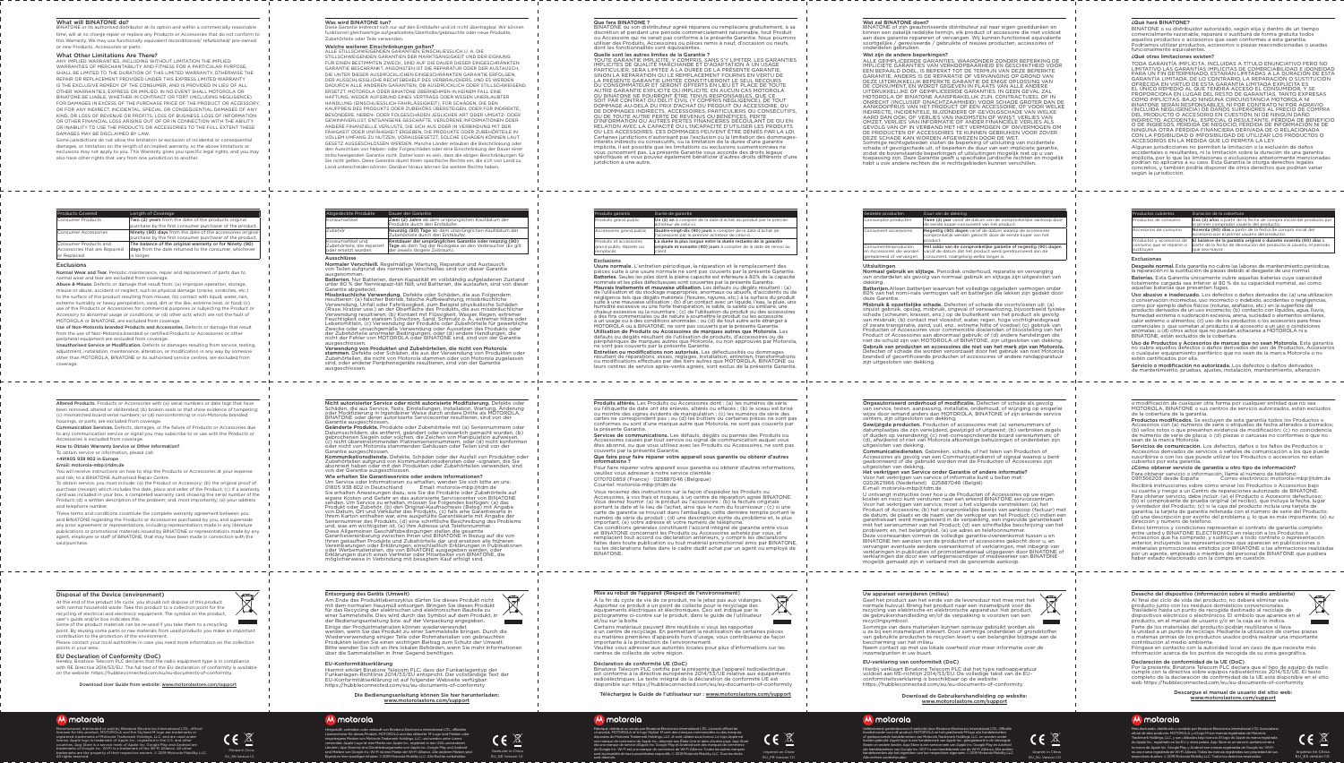## What will BINATONE do?

BINATONE or its authorized distributor at its option and within a commercially reasonable time, will at no charge repair or replace any Products or Accessories that do not conform to this Warranty. We may use functionally equivalent reconditioned/ refurbished/ pre-owned or new Products, Accessories or parts.

## What Other Limitations Are There?

ANY IMPLIED WARRANTIES, INCLUDING WITHOUT LIMITATION THE IMPLIED WARRANTIES OF MERCHANTABILITY AND FITNESS FOR A PARTICULAR PURPOSE, SHALL BE LIMITED TO THE DURATION OF THIS LIMITED WARRANTY, OTHERWISE THE REPAIR OR REPLACEMENT PROVIDED UNDER THIS EXPRESS LIMITED WARRANTY IS THE EXCLUSIVE REMEDY OF THE CONSUMER, AND IS PROVIDED IN LIEU OF ALL OTHER WARRANTIES, EXPRESS OR IMPLIED. IN NO EVENT SHALL MOTOROLA OR BINATONE BE LIABLE, WHETHER IN CONTRACT OR TORT (INCLUDING NEGLIGENCE) FOR DAMAGES IN EXCESS OF THE PURCHASE PRICE OF THE PRODUCT OR ACCESSORY, OR FOR ANY INDIRECT, INCIDENTAL, SPECIAL OR CONSEQUENTIAL DAMAGES OF ANY KIND, OR LOSS OF REVENUE OR PROFITS, LOSS OF BUSINESS, LOSS OF INFORMATION OR OTHER FINANCIAL LOSS ARISING OUT OF OR IN CONNECTION WITH THE ABILITY OR INABILITY TO USE THE PRODUCTS OR ACCESSORIES TO THE FULL EXTENT THESE DAMAGES MAY BE DISCLAIMED BY LAW.

Some jurisdictions do not allow the limitation or exclusion of incidental or consequential damages, or limitation on the length of an implied warranty, so the above limitations or exclusions may not apply to you. This Warranty gives you specific legal rights, and you may also have other rights that vary from one jurisdiction to another.

| Products Covered | Length of Coverage |
|---|---|
| Consumer Products | **Two (2) years** from the date of the products original purchase by the first consumer purchaser of the product. |
| Consumer Accessories | **Ninety (90) days** from the date of the accessories original purchase by the first consumer purchaser of the product. |
| Consumer Products and Accessories that are Repaired or Replaced | **The balance of the original warranty or for Ninety (90) days** from the date returned to the consumer, whichever is longer. |

### Exclusions

**Normal Wear and Tear.** Periodic maintenance, repair and replacement of parts due to normal wear and tear are excluded from coverage.

**Abuse & Misuse.** Defects or damage that result from: (a) improper operation, storage, misuse or abuse, accident or neglect, such as physical damage (cracks, scratches, etc.) to the surface of the product resulting from misuse; (b) contact with liquid, water, rain, extreme humidity or heavy perspiration, sand, dirt or the like, extreme heat, or food; (c) use of the Products or Accessories for commercial purposes or subjecting the Product or Accessory to abnormal usage or conditions; or (d) other acts which are not the fault of MOTOROLA or BINATONE, are excluded from coverage.

**Use of Non-Motorola branded Products and Accessories.** Defects or damage that result from the use of Non-Motorola branded or certified Products or Accessories or other peripheral equipment are excluded from coverage.

**Unauthorized Service or Modification.** Defects or damages resulting from service, testing, adjustment, installation, maintenance, alteration, or modification in any way by someone other than MOTOROLA, BINATONE or its authorized service centers, are excluded from coverage.

**Altered Products.** Products or Accessories with (a) serial numbers or date tags that have been removed, altered or obliterated; (b) broken seals or that show evidence of tampering; (c) mismatched board serial numbers; or (d) nonconforming or non-Motorola branded housings, or parts, are excluded from coverage.

**Communication Services.** Defects, damages, or the failure of Products or Accessories due to any communication service or signal you may subscribe to or use with the Products or Accessories is excluded from coverage.

**How to Obtain Warranty Service or Other Information?**

To obtain service or information, please call:

**+49180 538 8620 in Europe**

**Email: motorola-mbp@tdm.de**

You will receive instructions on how to ship the Products or Accessories at your expense and risk, to a BINATONE Authorized Repair Centre.

To obtain service, you must include: (a) the Product or Accessory; (b) the original proof of purchase (receipt) which includes the date, place and seller of the Product; (c) if a warranty card was included in your box, a completed warranty card showing the serial number of the Product; (d) a written description of the problem; and, most importantly; (e) your address and telephone number.

These terms and conditions constitute the complete warranty agreement between you and BINATONE regarding the Products or Accessories purchased by you, and supersede any prior agreement or representations, including representations made in any literature publications or promotional materials issued by BINATONE or representations made by any agent, employee or staff of BINATONE, that may have been made in connection with the said purchase.

### Disposal of the Device (environment)

At the end of the product life cycle, you should not dispose of this product with normal household waste. Take this product to a collection point for the recycling of electrical and electronic equipment. The symbol on the product, user's guide and/or box indicates this.

Some of the product materials can be re-used if you take them to a recycling point. By reusing some parts or raw materials from used products you make an important contribution to the protection of the environment.

Please contact your local authorities in case you need more information on the collection points in your area.

### EU Declaration of Conformity (DoC)

Hereby, Binatone Telecom PLC declares that the radio equipment type is in compliance with the Directive 2014/53/EU. The full text of the EU declaration of conformity is available on the website: https://hubblconnected.com/eu-documents-of-conformity

**Download User Guide from website: www.motorolastore.com/support**

---

## Was wird BINATONE tun?

Diese Garantie erstreckt sich nur auf den Erstkäufer und ist nicht übertragbar. Wir können funktionell gleichwertige aufgearbeitete/überholte/gebrauchte oder neue Produkte, Zubehörteile oder Teile verwenden.

## Welche weiteren Einschränkungen gelten?

ALLE STILLSCHWEIGENDEN GARANTIEN, EINSCHLIESSLICH U. A. DIE STILLSCHWEIGENDEN GARANTIEN DER MARKTGÄNGIGKEIT UND DER EIGNUNG FÜR EINEN BESTIMMTEN ZWECK, SIND AUF DIE DAUER DIESER EINGESCHRÄNKTEN GARANTIE BESCHRÄNKT. ANSONSTEN IST DIE REPARATUR ODER DER AUSTAUSCH, DIE UNTER DIESER AUSDRÜCKLICHEN EINGESCHRÄNKTEN GARANTIE ERFOLGEN, DER AUSSCHLIESSLICHE RECHTSBEHELF DES VERBRAUCHERS, UND ES WERDEN DADURCH ALLE ANDEREN GARANTIEN, OB AUSDRÜCKLICH ODER STILLSCHWEIGEND, ERSETZT. MOTOROLA ODER BINATONE ÜBERNEHMEN IN KEINEM FALL EINE HAFTUNG, WEDER AUFGRUND EINES VERTRAGS ODER WEGEN UNERLAUBTER HANDLUNG (EINSCHLIESSLICH FAHRLÄSSIGKEIT), FÜR SCHÄDEN, DIE DEN KAUFPREIS DES PRODUKTS ODER ZUBEHÖRS ÜBERSTEIGEN, ODER FÜR INDIREKTE, BESONDERE, NEBEN- ODER FOLGESCHÄDEN JEGLICHER ART ODER UMSATZ- ODER GEWINNVERLUST, ENTGANGENE GESCHÄFTE, VERLOREN INFORMATIONEN ODER ANDERE FINANZIELLE VERLUSTE, DIE SICH AUS ODER IN VERBINDUNG MIT DER FÄHIGKEIT ODER UNFÄHIGKEIT ERGEBEN, DIE PRODUKTE ODER ZUBEHÖRTEILE IN VOLLEM UMFANG ZU NUTZEN, SOWEIT SOLCHE SCHÄDEN KÖNNEN LAUT GESETZ AUSGESCHLOSSEN WERDEN. Manche Länder erlauben die Beschränkung oder den Ausschluss von Neben- oder Folgeschäden oder eine Einschränkung der Dauer einer stillschweigenden Garantie nicht. Daher kann es sein, dass die obigen Beschränkungen für Sie nicht gelten. Diese Garantie räumt Ihnen spezifische Rechte ein, die sich von Land zu Land unterscheiden können. Darüber hinaus können Sie weitere Rechte haben.

| Abgedeckte Produkte | Dauer der Garantie |
|---|---|
| Verbraucherprodukte | **Zwei (2) Jahre** ab dem ursprünglichen Kaufdatum der Produkte durch den Erstkäufer. |
| Zubehör | **Neunzig (90) Tage** ab dem ursprünglichen Kaufdatum der Zubehörteile durch den Erstkäufer. |
| Konsumartikel und Zubehörteile, die repariert oder ersetzt wurden | **Restdauer der ursprünglichen Garantie oder neunzig (90) Tage** ab dem Tag der Rückgabe an den Verbraucher (es gilt der jeweils längere Zeitraum). |

### Ausschlüsse

**Normaler Verschleiß.** Regelmäßige Wartung, Reparatur und Austausch von Teilen aufgrund des normalen Verschleißes sind von dieser Garantie ausgenommen.

**Batterien.** Nur Batterien, deren Kapazität im vollständig aufgeladenen Zustand unter 80 % der Nennkapazität fällt, und Batterien, die auslaufen, sind von dieser Garantie abgedeckt.

**Missbräuchliche Verwendung.** Defekte oder Schäden, die aus Folgendem resultieren: (a) Unsachgemäßer Betrieb, falsche Aufbewahrung, missbräuchliche Verwendung, Unfall oder Fahrlässigkeit, zum Beispiel physikalische Schäden (Risse, Kratzer usw.) an der Oberfläche des Produkts, die aus missbräuchlicher Verwendung resultieren; (b) Kontakt mit Flüssigkeit, Wasser, Regen, extremer Feuchtigkeit oder starkem Schwitzen, Sand, Schmutz u. Ä., extremer Hitze oder Lebensmitteln; (c) Verwendung der Produkte oder Zubehörteile für gewerbliche Zwecke oder unsachgemäße Verwendung oder Aussetzen des Produkts oder der Zubehörteile anormalen Bedingungen oder; (d) andere Handlungen, die nicht im Verschulden von MOTOROLA oder BINATONE sind, sind von der Garantie ausgeschlossen.

**Verwendung von Produkten und Zubehörteilen, die nicht von Motorola stammen.** Defekte oder Schäden, die aus der Verwendung von Produkten oder Zubehörteilen, die nicht von Motorola stammen oder von Motorola zugelassen sind, oder anderer Peripheriegeräte resultieren, sind von der Garantie ausgeschlossen.

**Nicht autorisierter Service oder nicht autorisierte Modifizierung.** Defekte oder Schäden, die aus Service, Tests, Einstellungen, Installation, Wartung, Änderung oder Modifizierung in irgendeiner Weise durch andere Dritte als MOTOROLA, BINATONE oder deren autorisierte Servicecenter resultieren, sind von der Garantie ausgeschlossen.

**Geänderte Produkte.** Produkte oder Zubehörteile mit (a) Seriennummern oder Datumsschildern, die entfernt, geändert oder unleserlich gemacht wurden; (b) gebrochenen Siegeln oder die Zeichen von Manipulation aufweisen; (c) nicht übereinstimmenden Platinenseriennummern; oder (d) nicht konformen oder nicht von Motorola stammenden Gehäusen oder Teilen sind von der Garantie ausgeschlossen.

**Kommunikationsdienste.** Defekte, Schäden oder der Ausfall von Produkten oder Zubehörteilen aufgrund von Kommunikationsdiensten oder -signalen, die Sie abonniert haben oder mit den Produkten oder Zubehörteilen verwenden, sind von der Garantie ausgeschlossen.

**Wie erhalte ich Garantieservice oder andere Informationen?**

Um Service oder Informationen zu erhalten, wenden Sie sich bitte an uns:
01805 938 802 in Deutschland Email: motorola-mbp@tdm.de

Sie erhalten Anweisungen dazu, wie Sie die Produkte oder Zubehörteile auf eigene Kosten und Gefahr an das autorisierte Servicecenter von BINATONE senden. Um Service zu erhalten, müssen Sie Folgendes beifügen: (a) das Produkt oder Zubehör; (b) den Original-Kaufnachweis (Beleg) mit Angabe von Datum, Ort und Verkäufer des Produkts; (c) falls eine Garantiekarte in Ihrem Karton enthalten war, eine ausgefüllte Garantiekarte mit Angabe der Seriennummer des Produkts; (d) eine schriftliche Beschreibung des Problems und, am wichtigsten, (e) Ihre Adresse und Telefonnummer.

Diese Allgemeinen Geschäftsbedingungen stellen die gesamte Garantievereinbarung zwischen Ihnen und BINATONE in Bezug auf die von Ihnen gekauften Produkte und Zubehörteile dar und ersetzen alle früheren Vereinbarungen oder Erklärungen, einschließlich Erklärungen in Publikationen oder Werbematerialien, die von BINATONE ausgegeben wurden, oder Erklärungen durch einen Vertreter oder Mitarbeiter von BINATONE, die möglicherweise in Verbindung mit besagtem Kauf erfolgt sind.

### Entsorgung des Geräts (Umwelt)

Am Ende des Produktlebenszyklus dürfen Sie dieses Produkt nicht mit dem normalen Hausmüll entsorgen. Bringen Sie dieses Produkt für das Recycling der elektrischen und elektronischen Bauteile zu einer Sammelstelle. Dies wird durch das Symbol auf dem Produkt, in der Bedienungsanleitung bzw. auf der Verpackung angegeben.

Einige Produktmaterialien können wiederverwendet werden, wenn Sie das Produkt zu einer Sammelstelle bringen. Durch die Wiederverwertung einiger Teile oder Rohmaterialien von gebrauchten Produkten leisten Sie einen wichtigen Beitrag zum Schutz der Umwelt. Bitte wenden Sie sich an Ihre lokalen Behörden, wenn Sie mehr Informationen über die Sammelstellen in Ihrer Gegend benötigen.

### EU-Konformitätserklärung

Hiermit erklärt Binatone Telecom PLC, dass der Funkanlagentyp der Funkanlagen-Richtlinie 2014/53/EU entspricht. Der vollständige Text der EU-Konformitätserklärung ist auf folgender Webseite verfügbar: https://hubblconnected.com/eu-documents-of-conformity

**Die Bedienungsanleitung können Sie hier herunterladen: www.motorolastore.com/support**

---

## Que fera BINATONE ?

BINATONE ou son distributeur agréé réparera ou remplacera gratuitement, à sa discrétion et pendant une période commercialement raisonnable, tout Produit ou Accessoire qui ne serait pas conforme à la présente Garantie. Nous pourrons utiliser des Produits, Accessoires ou pièces remis à neuf, d'occasion ou neufs dont le fonctionnement sera équivalent.

## Quelle sont les autres limites de la Garantie ?

TOUTE GARANTIE IMPLICITE, Y COMPRIS, SANS S'Y LIMITER, LES GARANTIES IMPLICITES DE QUALITÉ MARCHANDE ET D'ADAPTATION À UN USAGE PARTICULIER, SERA LIMITÉE À LA DURÉE DE LA PRÉSENTE GARANTIE. SINON LA RÉPARATION OU LE REMPLACEMENT FOURNIS EN VERTU DE LA PRÉSENTE GARANTIE LIMITÉE CONSTITUERONT LE SEUL RECOURS DU CONSOMMATEUR ET SERONT OFFERTS EN LIEU ET PLACE DE TOUTE AUTRE GARANTIE EXPLICITE OU IMPLICITE. EN AUCUN CAS MOTOROLA OU BINATONE NE POURRONT ÊTRE TENUS RESPONSABLES, QUE CE SOIT PAR CONTRAT OU DÉLIT CIVIL (Y COMPRIS NÉGLIGENCE), DE TOUT DOMMAGE AU-DELÀ DU PRIX D'ACHAT DU PRODUIT OU ACCESSOIRE, OU DE DOMMAGES INDIRECTS, ACCESSOIRES, PARTICULIERS OU CONSÉCUTIFS, OU DE TOUTE AUTRE PERTE DE REVENUS OU BÉNÉFICES, PERTE D'INFORMATION OU AUTRES PERTES FINANCIÈRES DÉCOULANT DE OU EN RELATION AVEC LA CAPACITÉ OU L'INCAPACITÉ D'UTILISER LES PRODUITS OU LES ACCESSOIRES. CES DOMMAGES PEUVENT ÊTRE DÉNIÉS PAR LA LOI. Certaines juridictions n'autorisent pas la limitation ou l'exclusion des dommages-intérêts indirects ou consécutifs, ou la limitation de la durée d'une garantie implicite, il est possible que les limitations ou exclusions susmentionnées ne vous concernent pas. La présente Garantie vous accorde des droits légaux spécifiques et vous pouvez également bénéficier d'autres droits différents d'une juridiction à une autre.

| Produits garantis | Durée de garantie |
|---|---|
| Produits grand public | **Un (2) an** à compter de la date d'achat du produit par le premier acheteur de celui-ci. |
| Accessoires grand public | **Quatre-vingt-dix (90) jours** à compter de la date d'achat de l'accessoire par le premier acheteur de celui-ci. |
| Produits et accessoires grand public réparés ou remplacés | **La durée la plus longue entre la durée restante de la garantie originale et nonante (90) jours** à compter de la date de renvoi au client. |

### Exclusions

**Usure normale.** L'entretien périodique, la réparation et le remplacement des pièces suite à une usure normale ne sont pas couverts par la présente Garantie.

**Batteries.** Seules les piles dont la pleine capacité est inférieure à 80% de la capacité nominale et les piles défectueuses sont couvertes par la présente Garantie.

**Mauvais traitement et mauvaise utilisation.** Les défauts ou dégâts résultant : (a) de l'utilisation et du stockage inappropriés, abmormaux ou abusifs, d'accidents ou de négligence tels que dégâts matériels (fissures, rayures, etc.) à la surface du produit suite à une mauvaise utilisation ; (b) d'un contact avec un liquide, l'eau, la pluie, une humidité excessive ou une forte transpiration, le sable, la saleté ou similaire, une chaleur excessive ou la nourriture ; (c) de l'utilisation du produit ou des accessoires à des fins commerciales ou de nature à soumettre le produit ou les accessoires à un usage ou à des conditions anormales ; ou (d) de tout autre acte étranger à MOTOROLA ou à BINATONE, ne sont pas couverts par la présente Garantie.

**Utilisation de Produits ou Accessoires de marques autres que Motorola.** Les défauts ou dégâts résultant de l'utilisation de produits, d'accessoires ou de périphériques de marques autres que Motorola, ou non approuvés par Motorola, ne sont pas couverts par la présente Garantie.

**Entretien ou modifications non autorisés.** Les défectuosités ou dommages résultant de réparations, essais, réglages, installation, entretien, transformations ou modifications effectués par toute autre personne que MOTOROLA, BINATONE ou leurs centres de service après-vente agréés, sont exclus de la présente Garantie.

**Produits altérés.** Les Produits ou Accessoires dont : (a) les numéros de série ou l'étiquette de date ont été enlevés, altérés ou effacés ; (b) le sceau est brisé ou montre des signes évidents de manipulation ; (c) les numéros de série des cartes ne correspondent pas ; ou (d) les boîtiers ou certaines pièces ne sont pas conformes ou sont d'une autre marque que Motorola, ne sont pas couverts par la présente Garantie.

**Services de communications.** Les défauts, dégâts ou pannes des Produits ou Accessoires causés par tout service ou signal de communication auquel vous êtes abonné ou que vous utilisez avec les Produits ou Accessoires, ne sont pas couverts par la présente Garantie.

**Que faire pour faire réparer votre appareil sous garantie ou obtenir d'autres informations ?**

Pour faire réparer votre appareil sous garantie ou obtenir d'autres informations, veuillez vous adresser à notre service clientèle :
0170700859 (France) 025887046 (Belgique)
Courriel : motorola-mbp@tdm.de

Vous recevrez les instructions sur la façon d'expédier les Produits ou Accessoires, à vos frais et risques, à un centre de réparation agréé BINATONE. Vous devrez fournir : (a) le produit ou l'accessoire ; (b) la facture originale portant la date et le lieu de l'achat, ainsi que le nom du fournisseur ; (c) si une carte de garantie était incluse dans l'emballage, cette carte remplie indiquant le numéro de série du produit ; (d) une description écrite du problème ; et, le plus important, (e) votre adresse et votre numéro de téléphone.

Ces conditions générales constituent l'accord intégral de garantie entre vous et BINATONE concernant les Produits ou Accessoires achetés par vous, et remplacent tout accord ou représentation antérieurs, y compris les déclarations faites dans toute publication ou tout matériel promotionnel émis par BINATONE, ou les déclarations faites dans le cadre dudit achat par un agent ou employé de BINATONE.

### Mise au rebut de l'appareil (Respect de l'environnement)

À la fin du cycle de vie de ce produit, ne le jetez pas aux ordures ménagères. Apportez ce produit à un point de collecte pour le recyclage des équipements électriques et électroniques. Ceci est indiqué par le pictogramme ci-contre sur le produit, dans le guide de l'utilisateur et/ou sur la boîte.

Certains matériaux peuvent être réutilisés si vous les rapportez à un centre de recyclage. En permettant la réutilisation de certaines pièces ou matières premières d'appareils hors d'usage, vous contribuez de façon importante à la protection de l'environnement.

Veuillez vous adresser aux autorités locales pour plus d'informations sur les centres de collecte de votre région.

### Déclaration de conformité UE (DoC)

Binatone Telecom PLC certifie par la présente que l'appareil radioélectrique est conforme à la directive européenne 2014/53/EU relative aux équipements radioélectriques. Le texte intégral de la déclaration de conformité UE est disponible sur : https://hubblconnected.com/eu-documents-of-conformity

**Téléchargez le Guide de l'utilisateur sur : www.motorolastore.com/support**

---

## Wat zal BINATONE doen?

BINATONE of zijn geautoriseerde distributeur zal naar eigen goeddunken en binnen een commercieel redelijke termijn, elk product of accessoire dat niet voldoet aan deze garantie repareren of vervangen. Wij kunnen functioneel equivalente (opgeknapte / gereviseerde / gebruikte of nieuwe producten, accessoires of onderdelen gebruiken.

## Wat zijn de andere beperkingen?

ALLE IMPLICIETE GARANTIES, WAARONDER ZONDER BEPERKING DE IMPLICIETE GARANTIES VAN VERKOOPBAARHEID EN GESCHIKTHEID VOOR EEN BEPAALD DOEL, IS BEPERKT TOT DE TERMIJN VAN DEZE BEPERKTE GARANTIE, ANDERS IS DE REPARATIE OF VERVANGING OP GROND VAN DEZE UITDRUKKELIJK BEPERKTE GARANTIE DE ENIGE OPLOSSING VAN DE CONSUMENT, EN WORDT GEGEVEN IN PLAATS VAN ALLE ANDERE UITDRUKKELIJKE OF GEIMPLICEERDE GARANTIES. IN GEEN GEVAL ZAL MOTOROLA OF BINATONE AANSPRAKELIJK ZIJN, CONTRACTUEEL OF IN ONRECHT (INCLUSIEF ONACHTZAAMHEID) VOOR SCHADE GROTER DAN DE AANKOOPPRIJS VAN HET PRODUCT OF EEN ACCESSOIRE, OF VOOR WELKE INDIRECTE, INCIDENTELE, BIJZONDERE OF GEVOLGSCHADE VAN WELKE AARD DAN OOK, OF VERLIES VAN INKOMSTEN OF WINST, VERLIES VAN ZAKEN, VERLIES VAN INFORMATIE OF ANDER FINANCIEEL VERLIES ALS GEVOLG VAN OF IN VERBAND MET HET VERMOGEN OF ONVERMOGEN OM DE PRODUCTEN OF ACCESSOIRES TE KUNNEN GEBRUIKEN VOOR ZOVER DEZE SCHADE KAN WORDEN AFGEWEZEN DOOR DE WET.

Sommige rechtsgebieden staan de beperking of uitsluiting van incidentele schade of gevolgschade uit, of beperken de duur van een impliciete garantie, zodat de bovenstaande beperkingen of uitsluitingen mogelijk niet op u van toepassing zijn. Deze Garantie geeft u specifieke juridische rechten en mogelijk hebt u ook andere rechten die in rechtsgebieden kunnen verschillen.

| Gedekte producten | Duur van de dekking |
|---|---|
| Consumptieproducten | **Twee (2) jaar** vanaf de datum van de oorspronkelijke aankoop door de eerste koper-consument van het product. |
| Consument accessoires | **Negentig (90) dagen** vanaf de datum waarop de accessoires oorspronkelijk werden gekocht door de eerste koper-consument van het product. |
| Consumentenproducten en Accessoires die worden gerepareerd of vervangen | **Het saldo van de oorspronkelijke garantie of negentig (90) dagen** vanaf de datum dat het product werd geretourneerd aan de consument, naargelang welke langer is. |

### Uitsluitingen

**Normaal gebruik en slijtage.** Periodiek onderhoud, reparatie en vervanging van onderdelen als gevolg van normaal gebruik en slijtage zijn uitgesloten van dekking.

**Batterijen.** Alleen batterijen waarvan het volledige opgeladen vermogen onder 80% van het nominale vermogen valt en batterijen die lekken zijn gedekt door deze Garantie.

**Misbruik & opzettelijke schade.** Defecten of schade die voortvloeien uit: (a) onjuist gebruik, opslag, misbruik, ongeval of verwaarlozing, bijvoorbeeld fysieke schade (scheuren, krassen, enz.) op de buitenkant van het product als gevolg van misbruik; (b) contact met vloeistof, water, regen, hoge vochtigheidsgraad of zware transpiratie, zand, vuil, enz., extreme hitte of voeding; (c) gebruik van Producten of Accessoires voor commerciële doeleinden of blootstelling van het Product of Accessoire aan abnormaal gebruik of omstandigheden; of (d) andere handelingen die niet de schuld zijn van MOTOROLA of BINATONE, zijn uitgesloten van dekking.

**Gebruik van producten en accessoires die niet van het merk zijn van Motorola.** Defecten of schade die worden veroorzaakt door het gebruik van niet Motorola branded of gecertificeerde Producten of Accessoires of andere randapparatuur zijn uitgesloten van dekking.

**Ongeautoriseerd onderhoud of modificatie.** Defecten of schade als gevolg van service, testen, aanpassing, installatie, onderhoud, of wijziging of eender welke door iemand anders dan MOTOROLA, BINATONE of zijn erkende service centers, zijn uitgesloten van dekking.

**Gewijzigde producten.** Producten of accessoires met (a) serienummers of datumplaatjes die zijn verwijderd, gewijzigd of uitgewist; (b) verbroken zegels of duiden op vervalsing; (c) niet-overeenstemmende board serienummers; of (d), afwijkend of niet van Motorola afkomstige behuizingen of onderdelen zijn uitgesloten van dekking.

**Communicatiediensten.** Gebreken, schade, of het falen van Producten of Accessoires als gevolg van een Communicatiedienst of signaal waarop u bent geabonneerd of gebruikt met de Producten of Accessoires zijn uitgesloten van dekking.

**Het verkrijgen van Service onder Garantie of andere informatie?**

Voor het verkrijgen van service of informatie kunt u bellen met:
020262968 (Nederland) 025887046 (België)
E-mail: motorola-mbp@tdm.de

U ontvangt instructies over hoe u de Producten of Accessoires op uw eigen kosten en risico kunt verzenden naar een erkend BINATONE servicecentrum. Voor het verkrijgen van service, moet u het volgende verstrekken: (a) het Product of Accessoire; (b) het oorspronkelijke bewijs van aankoop (factuur) met de datum, de plaats en de naam van de verkoper van het Product; (c) indien een garantiekaart werd meegeleverd in de verpakking, een ingevulde garantiekaart met het serienummer van het Product; (d) een schriftelijke beschrijving van het probleem; en, het belangrijkst, (e) uw adres en telefoonnummer.

Deze voorwaarden vormen de volledige garantie-overeenkomst tussen u en BINATONE ten aanzien van de producten of accessoires gekocht door u, en vervangen eventuele eerdere overeenkomst of verklaringen, met inbegrip van verklaringen in publicaties of promotiemateriaal uitgegeven door BINATONE of verklaringen die door een vertegenwoordiger of medewerker van BINATONE mogelijk gemaakt zijn in verband met de genoemde aankoop.

### Uw apparaat verwijderen (milieu)

Geef het product aan het einde van de levensduur niet mee met het normale huisvuil. Breng het product naar een inzamelpunt voor de recyclering van elektrische en elektronische apparatuur. Het symbool op het product, de gebruikshandleiding en/of de verpakking a voorzien van een recyclingsymbool.

Sommige van deze materialen kunnen opnieuw gebruikt worden als u ze bij een inzamelpunt inlevert. Door sommige onderdelen of grondstoffen van gebruikte producten te recyclen levert u een belangrijke bijdrage aan de bescherming van het milieu.

Neem contact op met uw lokale overheid voor meer informatie over de inzamelpunten in uw buurt.

### EU-verklaring van conformiteit (DoC)

Hierbij verklaart Binatone Telecom PLC dat het type radioapparatuur voldoet aan EU-richtlijn 2014/53/EU. De volledige tekst van de EU-conformiteitsverklaring is beschikbaar op de website: https://hubblconnected.com/eu-documents-of-conformity

**Download de Gebruikershandleiding op website: www.motorolastore.com/support**

---

## ¿Qué hará BINATONE?

BINATONE o su distribuidor autorizado, según elija y dentro de un tiempo comercialmente razonable, reparará o sustituirá de forma gratuita todos aquellos productos o accesorios que sean conformes a esta garantía. Podremos utilizar productos, accesorios o piezas reacondicionadas o usadas funcionalmente equivalentes.

## ¿Qué otras limitaciones existen?

TODA GARANTÍA IMPLÍCITA, INCLUIDAS A TÍTULO ENUNCIATIVO PERO NO LIMITATIVO LAS GARANTÍAS IMPLÍCITAS DE COMERCIABILIDAD E IDONEIDAD PARA UN FIN DETERMINADO, ESTARÁN LIMITADAS A LA DURACIÓN DE ESTA GARANTÍA LIMITADA. DE LO CONTRARIO, LA REPARACIÓN O SUSTITUCIÓN OFRECIDA EN VIRTUD DE ESTA GARANTÍA LIMITADA EXPLÍCITA ES EL ÚNICO REMEDIO AL QUE TENDRÁ ACCESO EL CONSUMIDOR, Y SE PROPORCIONA EN LUGAR DEL RESTO DE GARANTÍAS, YA SEAN EXPRESAS O IMPLÍCITAS. BAJO NINGUNA CIRCUNSTANCIA MOTOROLA NI BINATONE SERÁN RESPONSABLES, NI POR CONTRATO NI POR AGRAVIO (INCLUIDA NEGLIGENCIA) DE DAÑOS SUPERIORES AL PRECIO DE COMPRA DEL PRODUCTO O ACCESORIO EN CUESTIÓN, NI DE NINGÚN DAÑO DIRECTO, INCIDENTAL, ESPECIAL O RESULTANTE, PÉRDIDA DE BENEFICIO O DE INGRESOS, PÉRDIDA DE NEGOCIO, PÉRDIDA DE INFORMACIÓN NI NINGUNA OTRA PÉRDIDA FINANCIERA DERIVADA O RELACIONADA CON LA CAPACIDAD O INCAPACIDAD DE UTILIZAR LOS PRODUCTOS O ACCESORIOS EN LA MEDIDA QUE LO PERMITA LA LEY.

Algunas jurisdicciones no permiten la limitación o la exclusión de daños accidentales o resultantes, ni la limitación sobre la duración de una garantía implícita, por lo que las limitaciones o exclusiones anteriormente mencionadas podrían no ser aplicables a su caso. Esta Garantía le otorga derechos legales concretos, y también podría disponer de otros derechos que podrían variar según la jurisdicción.

| Productos cubiertos | Duración de la cobertura |
|---|---|
| Productos de consumo | **Dos (2) años** a partir de la fecha de compra inicial del producto por el primer comprador consumidor del producto. |
| Accesorios de consumo | **Noventa (90) días** a partir de la fecha de compra inicial del accesorio por el primer usuario del producto. |
| Productos y accesorios de consumo que se reparan o sustituyen | **El balance de la garantía original o durante noventa (90) días** a partir de la fecha de devolución del producto al usuario, el periodo que sea mayor. |

### Exclusiones

**Desgaste normal.** Esta garantía no cubre las labores de mantenimiento periódicas, la reparación ni la sustitución de piezas debido al desgaste de uso normal.

**Baterías.** Esta Garantía únicamente cubre aquellas baterías cuya capacidad totalmente cargada sea inferior al 80 % de su capacidad nominal, así como aquellas baterías que tengan fugas.

**Uso abusivo e inadecuado.** Los defectos o daños derivados de: (a) una utilización o conservación incorrectas, uso incorrecto o indebido, accidentes o negligencias, como por ejemplo daños físicos (roturas, arañazos, etc.) en la superficie del producto derivados de un uso incorrecto; (b) contacto con líquidos, agua, lluvia, humedad extrema o sudoración excesiva, arena, suciedad o elementos similares, calor extremo o alimentos; (c) uso de los productos o los accesorios para fines comerciales o haber sometido al producto o al accesorio a un uso o condiciones anómalas; u (d) otros actos que no puedan atribuirse a MOTOROLA ni a BINATONE, están excluidos de la cobertura.

**Uso de Productos y Accesorios de marcas que no sean Motorola.** Esta garantía no cubre aquellos defectos o daños derivados del uso de Productos, Accesorios u cualquier equipamiento periférico que no sean de la marca Motorola o no estén certificados por ella.

**Servicio o modificación no autorizada.** Los defectos o daños derivados de mantenimiento, pruebas, ajustes, instalación, mantenimiento, alteración o modificación de cualquier otra forma por cualquier entidad que no sea MOTOROLA, BINATONE o sus centros de servicio autorizados, están excluidos de la cobertura de la garantía.

**Productos modificados.** Se excluyen de esta garantía todos los Productos o Accesorios con (a) números de serie o etiquetas de fecha eliminados o borrados; (b) sellos rotos o que presenten evidencia de modificación; (c) no coincidencia de números de serie de placa o (d) piezas o carcasas no conformes o que no sean de la marca Motorola.

**Servicios de comunicación.** Los defectos, daños o los fallos de Productos o Accesorios derivados de servicios o señales de comunicación a los que puede suscribirse o con los que puede utilizar los Productos o Accesorios no están cubiertos por esta garantía.

**¿Cómo obtener servicio de garantía u otro tipo de información?**

Para obtener servicio o información, llame al número de teléfono:
0911366203 desde España Correo electrónico: motorola-mbp@tdm.de

Recibirá instrucciones sobre cómo enviar los Productos o Accesorios bajo su cuenta y riesgo a un Centro de reparaciones autorizado de BINATONE. Para obtener servicio, debe incluir: (a) el Producto o Accesorio defectuoso; (b) el comprobante de compra original (el recibo), que incluya la fecha, lugar y vendedor del Producto; (c) si la caja del producto incluía una tarjeta de garantía, la tarjeta de garantía rellenada con el número de serie del Producto; (d) una descripción por escrito del problema y, lo que es más importante; (e) su dirección y número de teléfono.

Estos términos y condiciones representan el contrato de garantía completo entre usted y BINATONE ELECTRONICS en relación a los Productos o Accesorios que ha adquirido, y sustituyen a todo acuerdo o representación anterior, incluyendo las representaciones que aparecen en publicaciones o materiales promocionales emitidos por BINATONE o las afirmaciones realizadas por un agente, empleado o miembro del personal de BINATONE que pudiera haber estado relacionado con la compra en cuestión.

### Desecho del dispositivo (información sobre el medio ambiente)

Al final del ciclo de vida del producto, no deberá eliminar este producto junto con los residuos domésticos convencionales. Trasládelo hasta un punto de recogida destinado al reciclaje de dispositivos eléctricos o electrónicos. El símbolo que aparece en el producto, en el manual de usuario y/o en la caja así lo indica.

Parte de los materiales del producto podrán reutilizarse si lleva la unidad a un punto de reciclaje. Mediante la utilización de ciertas piezas o materias primas de los productos usados, realizará una importante contribución al medio ambiente.

Póngase en contacto con la autoridad local en caso de que necesite más información acerca de los puntos de recogida de su zona geográfica.

### Declaración de conformidad de la UE (DoC)

Por la presente, Binatone Telecom PLC declara que el tipo de equipo de radio cumple con la directiva sobre equipos radioeléctricos 2014/53/UE. El texto completo de la declaración de conformidad de la UE está disponible en el sitio web: https://hubblconnected.com/eu-documents-of-conformity

**Descargue el manual de usuario del sitio web: www.motorolastore.com/support**